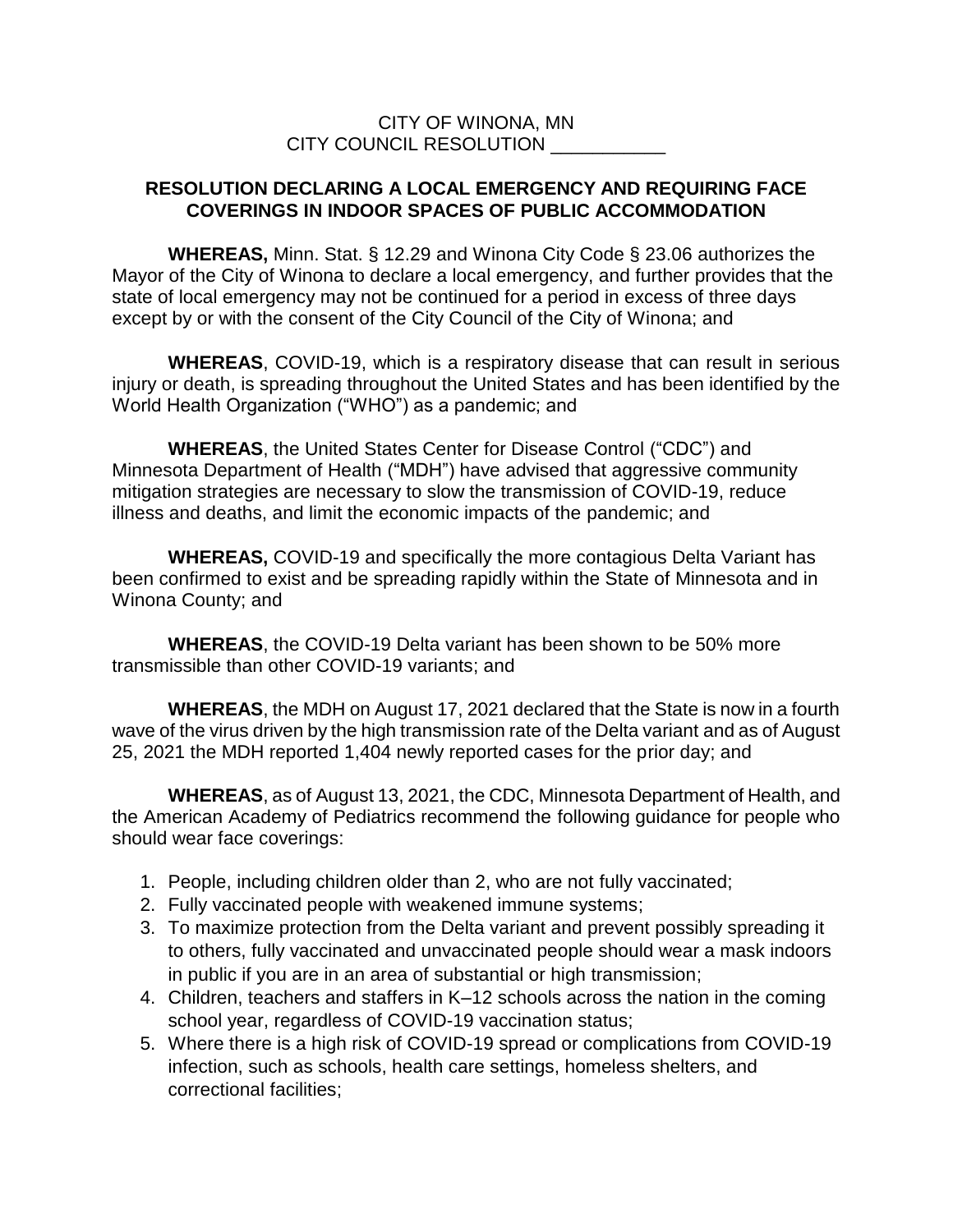CITY OF WINONA, MN
CITY COUNCIL RESOLUTION ___________

## RESOLUTION DECLARING A LOCAL EMERGENCY AND REQUIRING FACE COVERINGS IN INDOOR SPACES OF PUBLIC ACCOMMODATION

**WHEREAS,** Minn. Stat. § 12.29 and Winona City Code § 23.06 authorizes the Mayor of the City of Winona to declare a local emergency, and further provides that the state of local emergency may not be continued for a period in excess of three days except by or with the consent of the City Council of the City of Winona; and

**WHEREAS**, COVID-19, which is a respiratory disease that can result in serious injury or death, is spreading throughout the United States and has been identified by the World Health Organization ("WHO") as a pandemic; and

**WHEREAS**, the United States Center for Disease Control ("CDC") and Minnesota Department of Health ("MDH") have advised that aggressive community mitigation strategies are necessary to slow the transmission of COVID-19, reduce illness and deaths, and limit the economic impacts of the pandemic; and

**WHEREAS,** COVID-19 and specifically the more contagious Delta Variant has been confirmed to exist and be spreading rapidly within the State of Minnesota and in Winona County; and

**WHEREAS**, the COVID-19 Delta variant has been shown to be 50% more transmissible than other COVID-19 variants; and

**WHEREAS**, the MDH on August 17, 2021 declared that the State is now in a fourth wave of the virus driven by the high transmission rate of the Delta variant and as of August 25, 2021 the MDH reported 1,404 newly reported cases for the prior day; and

**WHEREAS**, as of August 13, 2021, the CDC, Minnesota Department of Health, and the American Academy of Pediatrics recommend the following guidance for people who should wear face coverings:

1. People, including children older than 2, who are not fully vaccinated;
2. Fully vaccinated people with weakened immune systems;
3. To maximize protection from the Delta variant and prevent possibly spreading it to others, fully vaccinated and unvaccinated people should wear a mask indoors in public if you are in an area of substantial or high transmission;
4. Children, teachers and staffers in K–12 schools across the nation in the coming school year, regardless of COVID-19 vaccination status;
5. Where there is a high risk of COVID-19 spread or complications from COVID-19 infection, such as schools, health care settings, homeless shelters, and correctional facilities;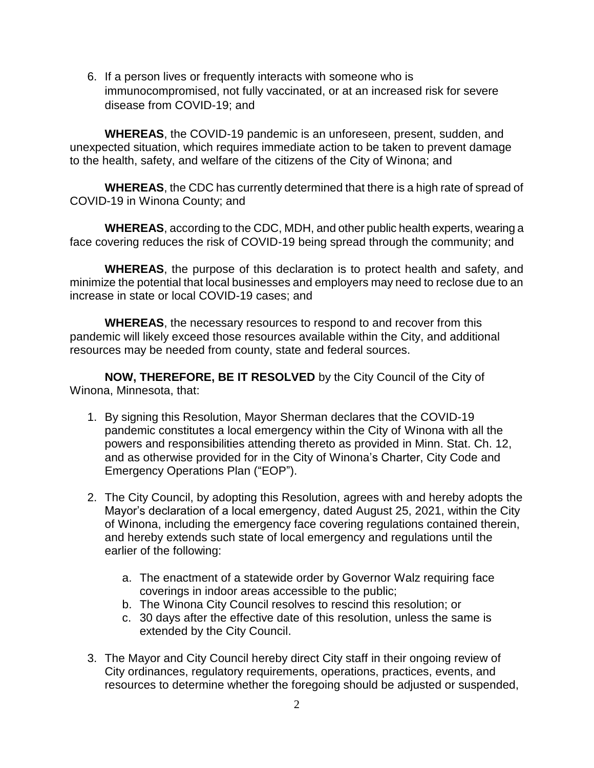6. If a person lives or frequently interacts with someone who is immunocompromised, not fully vaccinated, or at an increased risk for severe disease from COVID-19; and

**WHEREAS**, the COVID-19 pandemic is an unforeseen, present, sudden, and unexpected situation, which requires immediate action to be taken to prevent damage to the health, safety, and welfare of the citizens of the City of Winona; and

**WHEREAS**, the CDC has currently determined that there is a high rate of spread of COVID-19 in Winona County; and

**WHEREAS**, according to the CDC, MDH, and other public health experts, wearing a face covering reduces the risk of COVID-19 being spread through the community; and

**WHEREAS**, the purpose of this declaration is to protect health and safety, and minimize the potential that local businesses and employers may need to reclose due to an increase in state or local COVID-19 cases; and

**WHEREAS**, the necessary resources to respond to and recover from this pandemic will likely exceed those resources available within the City, and additional resources may be needed from county, state and federal sources.

**NOW, THEREFORE, BE IT RESOLVED** by the City Council of the City of Winona, Minnesota, that:

1. By signing this Resolution, Mayor Sherman declares that the COVID-19 pandemic constitutes a local emergency within the City of Winona with all the powers and responsibilities attending thereto as provided in Minn. Stat. Ch. 12, and as otherwise provided for in the City of Winona's Charter, City Code and Emergency Operations Plan ("EOP").

2. The City Council, by adopting this Resolution, agrees with and hereby adopts the Mayor's declaration of a local emergency, dated August 25, 2021, within the City of Winona, including the emergency face covering regulations contained therein, and hereby extends such state of local emergency and regulations until the earlier of the following:

   a. The enactment of a statewide order by Governor Walz requiring face coverings in indoor areas accessible to the public;
   b. The Winona City Council resolves to rescind this resolution; or
   c. 30 days after the effective date of this resolution, unless the same is extended by the City Council.

3. The Mayor and City Council hereby direct City staff in their ongoing review of City ordinances, regulatory requirements, operations, practices, events, and resources to determine whether the foregoing should be adjusted or suspended,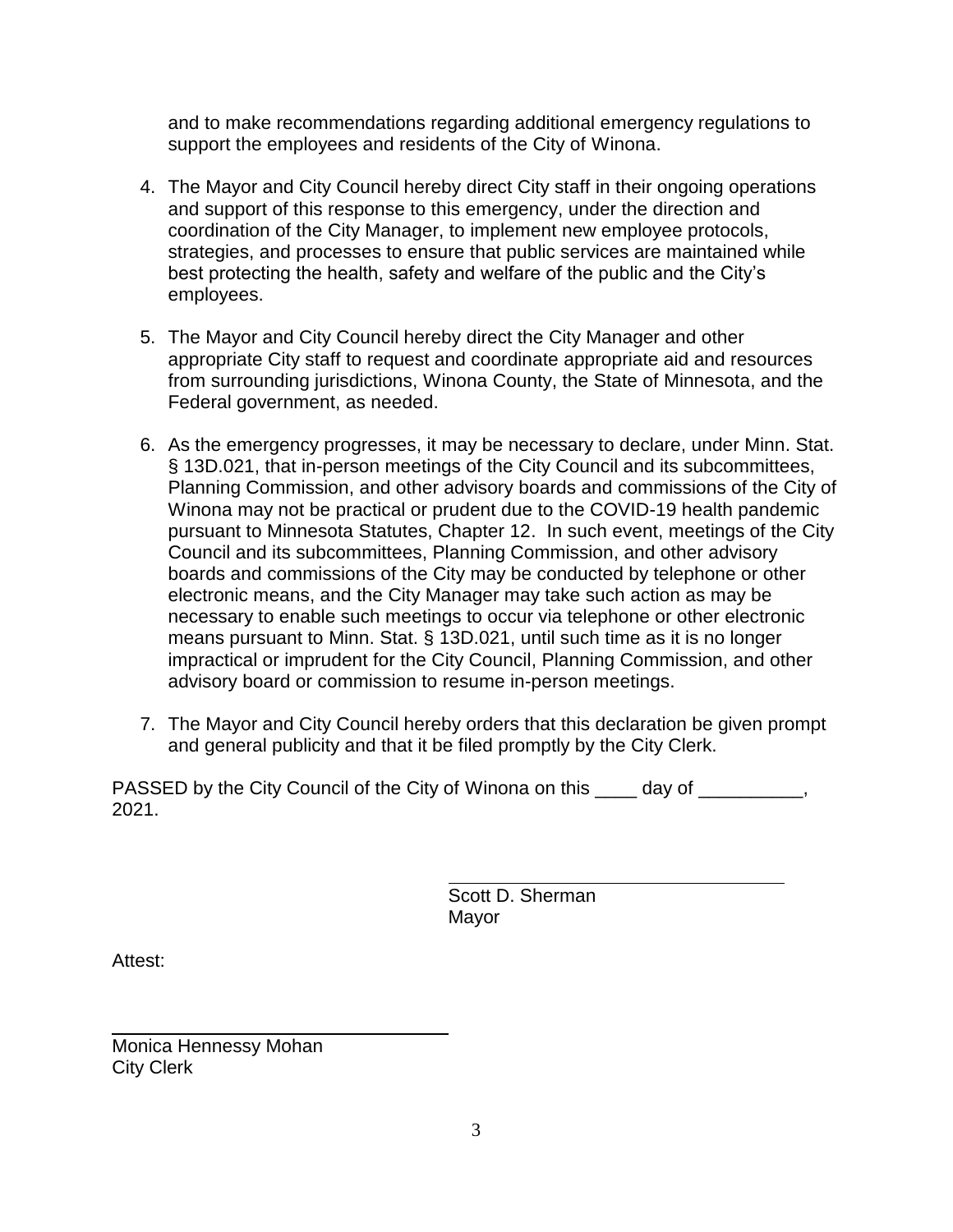and to make recommendations regarding additional emergency regulations to support the employees and residents of the City of Winona.

4. The Mayor and City Council hereby direct City staff in their ongoing operations and support of this response to this emergency, under the direction and coordination of the City Manager, to implement new employee protocols, strategies, and processes to ensure that public services are maintained while best protecting the health, safety and welfare of the public and the City's employees.

5. The Mayor and City Council hereby direct the City Manager and other appropriate City staff to request and coordinate appropriate aid and resources from surrounding jurisdictions, Winona County, the State of Minnesota, and the Federal government, as needed.

6. As the emergency progresses, it may be necessary to declare, under Minn. Stat. § 13D.021, that in-person meetings of the City Council and its subcommittees, Planning Commission, and other advisory boards and commissions of the City of Winona may not be practical or prudent due to the COVID-19 health pandemic pursuant to Minnesota Statutes, Chapter 12. In such event, meetings of the City Council and its subcommittees, Planning Commission, and other advisory boards and commissions of the City may be conducted by telephone or other electronic means, and the City Manager may take such action as may be necessary to enable such meetings to occur via telephone or other electronic means pursuant to Minn. Stat. § 13D.021, until such time as it is no longer impractical or imprudent for the City Council, Planning Commission, and other advisory board or commission to resume in-person meetings.

7. The Mayor and City Council hereby orders that this declaration be given prompt and general publicity and that it be filed promptly by the City Clerk.

PASSED by the City Council of the City of Winona on this ____ day of __________, 2021.

\_\_\_\_\_\_\_\_\_\_\_\_\_\_\_\_\_\_\_\_\_\_\_\_\_\_\_\_\_\_\_\_\_\_
Scott D. Sherman
Mayor

Attest:

\_\_\_\_\_\_\_\_\_\_\_\_\_\_\_\_\_\_\_\_\_\_\_\_\_\_\_\_\_\_\_\_\_\_
Monica Hennessy Mohan
City Clerk